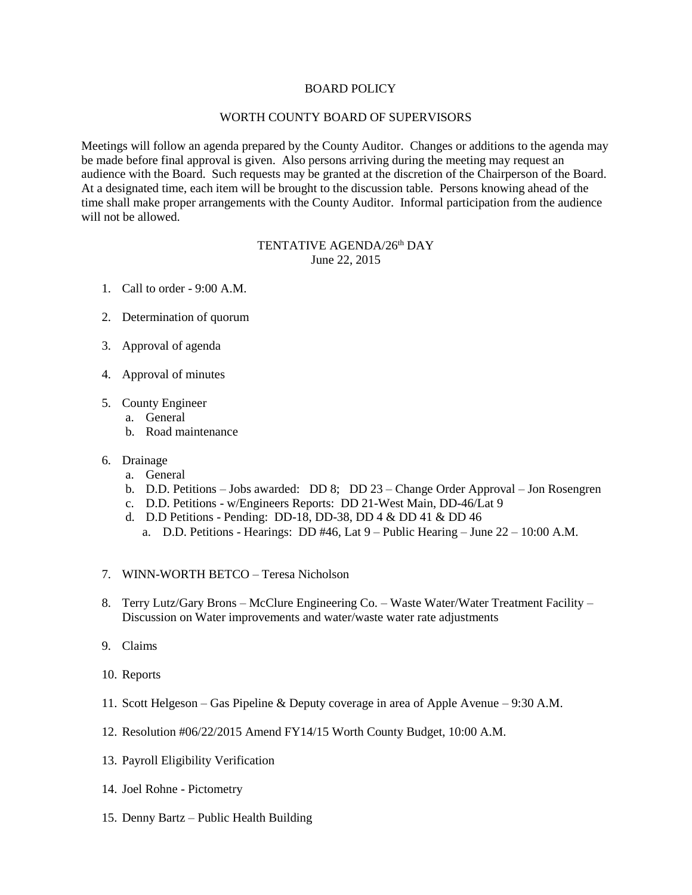# BOARD POLICY

## WORTH COUNTY BOARD OF SUPERVISORS

Meetings will follow an agenda prepared by the County Auditor. Changes or additions to the agenda may be made before final approval is given. Also persons arriving during the meeting may request an audience with the Board. Such requests may be granted at the discretion of the Chairperson of the Board. At a designated time, each item will be brought to the discussion table. Persons knowing ahead of the time shall make proper arrangements with the County Auditor. Informal participation from the audience will not be allowed.

### TENTATIVE AGENDA/26th DAY
June 22, 2015

1. Call to order - 9:00 A.M.

2. Determination of quorum

3. Approval of agenda

4. Approval of minutes

5. County Engineer
   a. General
   b. Road maintenance

6. Drainage
   a. General
   b. D.D. Petitions – Jobs awarded: DD 8; DD 23 – Change Order Approval – Jon Rosengren
   c. D.D. Petitions - w/Engineers Reports: DD 21-West Main, DD-46/Lat 9
   d. D.D Petitions - Pending: DD-18, DD-38, DD 4 & DD 41 & DD 46
      a. D.D. Petitions - Hearings: DD #46, Lat 9 – Public Hearing – June 22 – 10:00 A.M.

7. WINN-WORTH BETCO – Teresa Nicholson

8. Terry Lutz/Gary Brons – McClure Engineering Co. – Waste Water/Water Treatment Facility – Discussion on Water improvements and water/waste water rate adjustments

9. Claims

10. Reports

11. Scott Helgeson – Gas Pipeline & Deputy coverage in area of Apple Avenue – 9:30 A.M.

12. Resolution #06/22/2015 Amend FY14/15 Worth County Budget, 10:00 A.M.

13. Payroll Eligibility Verification

14. Joel Rohne - Pictometry

15. Denny Bartz – Public Health Building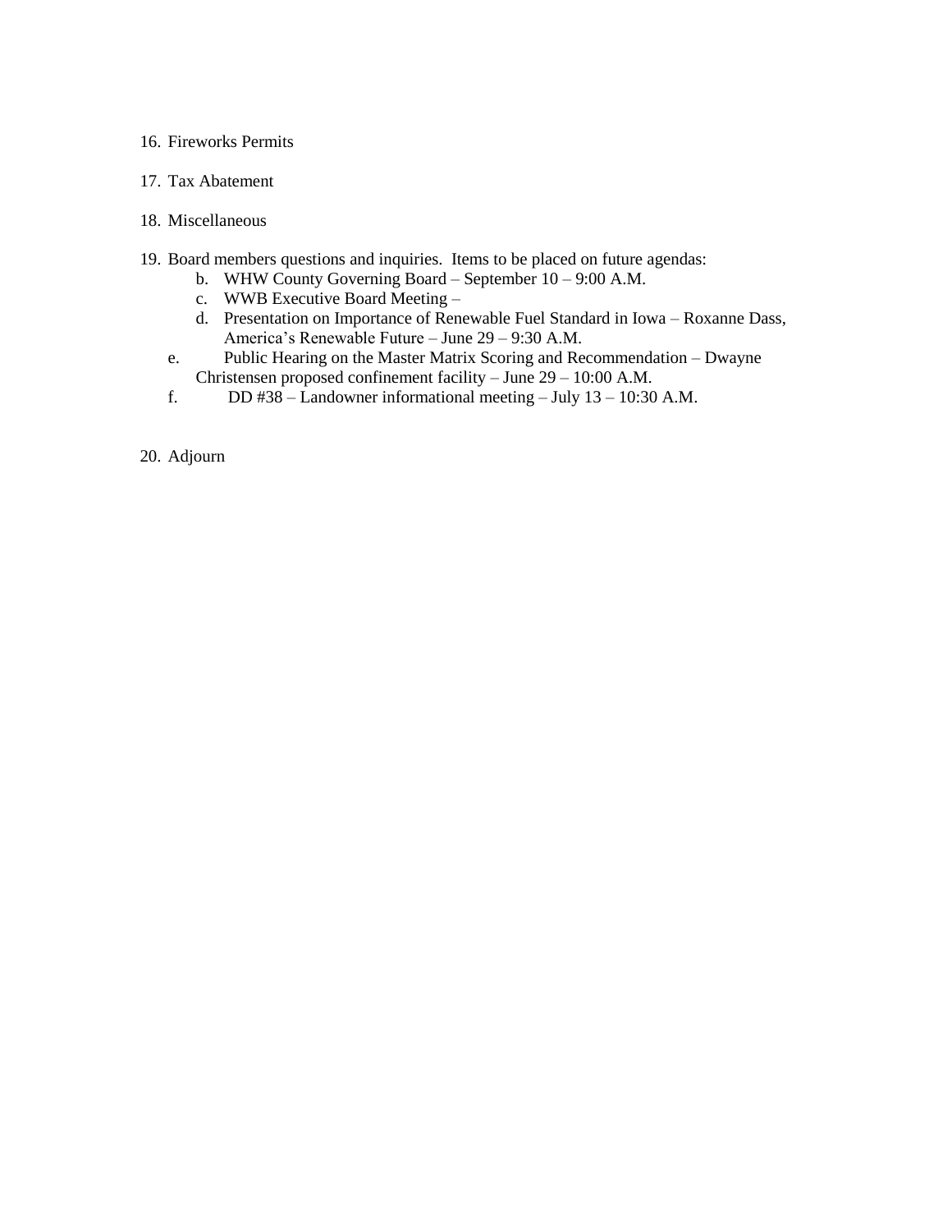16. Fireworks Permits

17. Tax Abatement

18. Miscellaneous

19. Board members questions and inquiries.  Items to be placed on future agendas:
    - b. WHW County Governing Board – September 10 – 9:00 A.M.
    - c. WWB Executive Board Meeting –
    - d. Presentation on Importance of Renewable Fuel Standard in Iowa – Roxanne Dass, America's Renewable Future – June 29 – 9:30 A.M.
    - e. Public Hearing on the Master Matrix Scoring and Recommendation – Dwayne Christensen proposed confinement facility – June 29 – 10:00 A.M.
    - f. DD #38 – Landowner informational meeting – July 13 – 10:30 A.M.

20. Adjourn